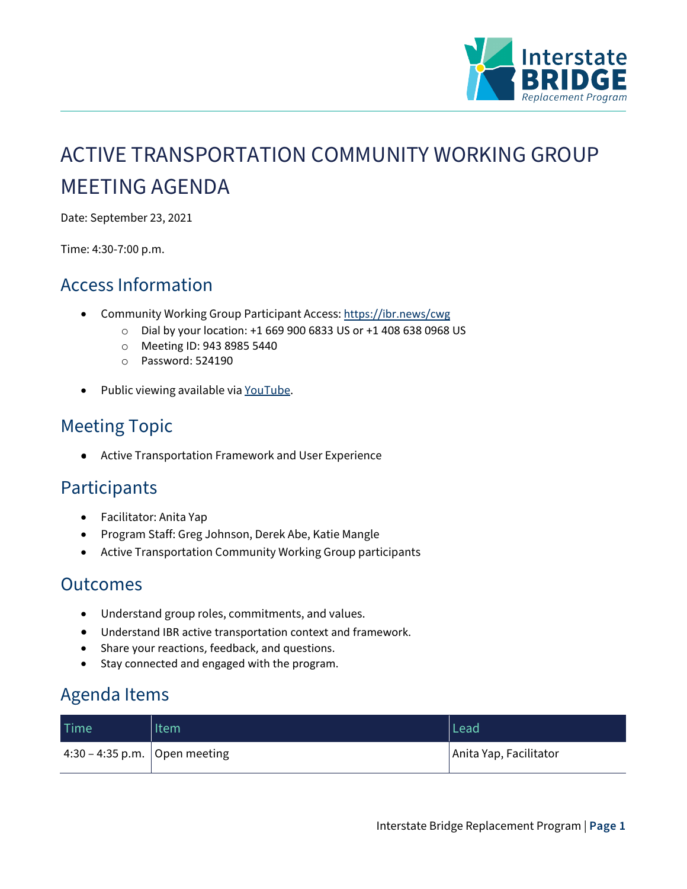# ACTIVE TRANSPORTATION COMMUNITY WORKING GROUP MEETING AGENDA

Date: September 23, 2021

Time: 4:30-7:00 p.m.

## Access Information

- Community Working Group Participant Access: https://ibr.news/cwg
  - Dial by your location: +1 669 900 6833 US or +1 408 638 0968 US
  - Meeting ID: 943 8985 5440
  - Password: 524190
- Public viewing available via YouTube.

## Meeting Topic

- Active Transportation Framework and User Experience

## Participants

- Facilitator: Anita Yap
- Program Staff: Greg Johnson, Derek Abe, Katie Mangle
- Active Transportation Community Working Group participants

## Outcomes

- Understand group roles, commitments, and values.
- Understand IBR active transportation context and framework.
- Share your reactions, feedback, and questions.
- Stay connected and engaged with the program.

## Agenda Items

| Time | Item | Lead |
|---|---|---|
| 4:30 – 4:35 p.m. | Open meeting | Anita Yap, Facilitator |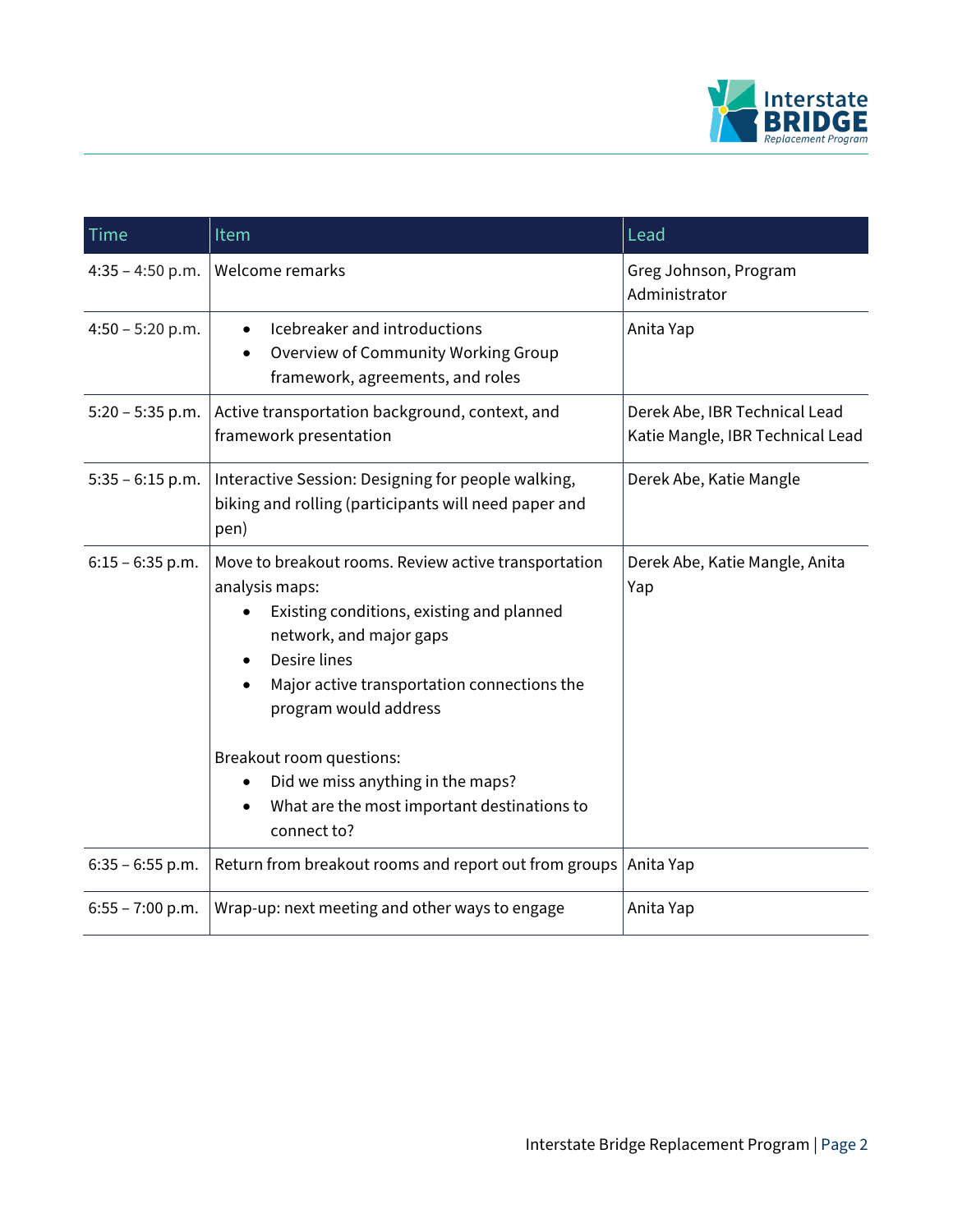| Time | Item | Lead |
| --- | --- | --- |
| 4:35 – 4:50 p.m. | Welcome remarks | Greg Johnson, Program Administrator |
| 4:50 – 5:20 p.m. | • Icebreaker and introductions<br>• Overview of Community Working Group framework, agreements, and roles | Anita Yap |
| 5:20 – 5:35 p.m. | Active transportation background, context, and framework presentation | Derek Abe, IBR Technical Lead<br>Katie Mangle, IBR Technical Lead |
| 5:35 – 6:15 p.m. | Interactive Session: Designing for people walking, biking and rolling (participants will need paper and pen) | Derek Abe, Katie Mangle |
| 6:15 – 6:35 p.m. | Move to breakout rooms. Review active transportation analysis maps:<br>• Existing conditions, existing and planned network, and major gaps<br>• Desire lines<br>• Major active transportation connections the program would address<br><br>Breakout room questions:<br>• Did we miss anything in the maps?<br>• What are the most important destinations to connect to? | Derek Abe, Katie Mangle, Anita Yap |
| 6:35 – 6:55 p.m. | Return from breakout rooms and report out from groups | Anita Yap |
| 6:55 – 7:00 p.m. | Wrap-up: next meeting and other ways to engage | Anita Yap |